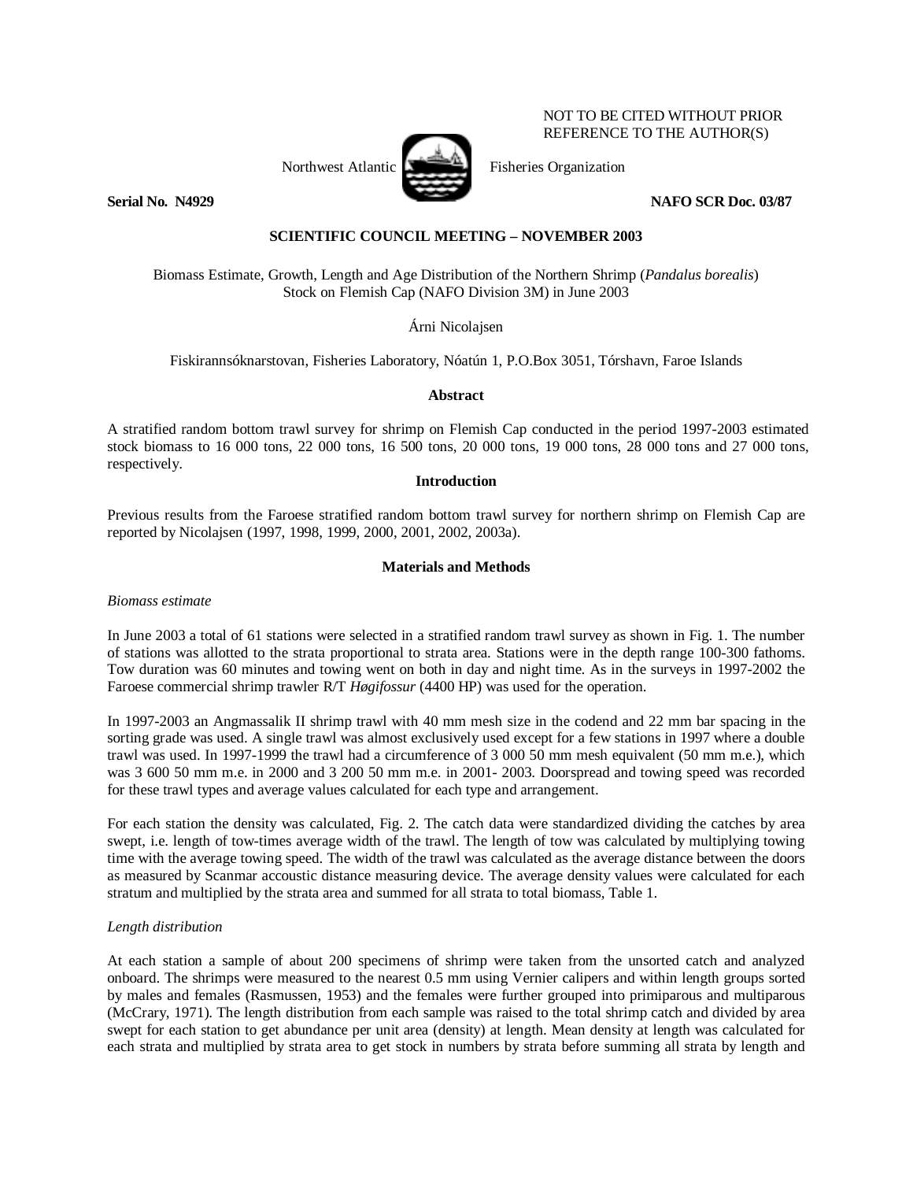NOT TO BE CITED WITHOUT PRIOR REFERENCE TO THE AUTHOR(S)

Northwest Atlantic Fisheries Organization

**Serial No. N4929** **NAFO SCR Doc. 03/87**

**SCIENTIFIC COUNCIL MEETING – NOVEMBER 2003**

Biomass Estimate, Growth, Length and Age Distribution of the Northern Shrimp (*Pandalus borealis*) Stock on Flemish Cap (NAFO Division 3M) in June 2003

Árni Nicolajsen

Fiskirannsóknarstovan, Fisheries Laboratory, Nóatún 1, P.O.Box 3051, Tórshavn, Faroe Islands

## Abstract

A stratified random bottom trawl survey for shrimp on Flemish Cap conducted in the period 1997-2003 estimated stock biomass to 16 000 tons, 22 000 tons, 16 500 tons, 20 000 tons, 19 000 tons, 28 000 tons and 27 000 tons, respectively.

## Introduction

Previous results from the Faroese stratified random bottom trawl survey for northern shrimp on Flemish Cap are reported by Nicolajsen (1997, 1998, 1999, 2000, 2001, 2002, 2003a).

## Materials and Methods

### *Biomass estimate*

In June 2003 a total of 61 stations were selected in a stratified random trawl survey as shown in Fig. 1. The number of stations was allotted to the strata proportional to strata area. Stations were in the depth range 100-300 fathoms. Tow duration was 60 minutes and towing went on both in day and night time. As in the surveys in 1997-2002 the Faroese commercial shrimp trawler R/T *Høgifossur* (4400 HP) was used for the operation.

In 1997-2003 an Angmassalik II shrimp trawl with 40 mm mesh size in the codend and 22 mm bar spacing in the sorting grade was used. A single trawl was almost exclusively used except for a few stations in 1997 where a double trawl was used. In 1997-1999 the trawl had a circumference of 3 000 50 mm mesh equivalent (50 mm m.e.), which was 3 600 50 mm m.e. in 2000 and 3 200 50 mm m.e. in 2001- 2003. Doorspread and towing speed was recorded for these trawl types and average values calculated for each type and arrangement.

For each station the density was calculated, Fig. 2. The catch data were standardized dividing the catches by area swept, i.e. length of tow-times average width of the trawl. The length of tow was calculated by multiplying towing time with the average towing speed. The width of the trawl was calculated as the average distance between the doors as measured by Scanmar accoustic distance measuring device. The average density values were calculated for each stratum and multiplied by the strata area and summed for all strata to total biomass, Table 1.

### *Length distribution*

At each station a sample of about 200 specimens of shrimp were taken from the unsorted catch and analyzed onboard. The shrimps were measured to the nearest 0.5 mm using Vernier calipers and within length groups sorted by males and females (Rasmussen, 1953) and the females were further grouped into primiparous and multiparous (McCrary, 1971). The length distribution from each sample was raised to the total shrimp catch and divided by area swept for each station to get abundance per unit area (density) at length. Mean density at length was calculated for each strata and multiplied by strata area to get stock in numbers by strata before summing all strata by length and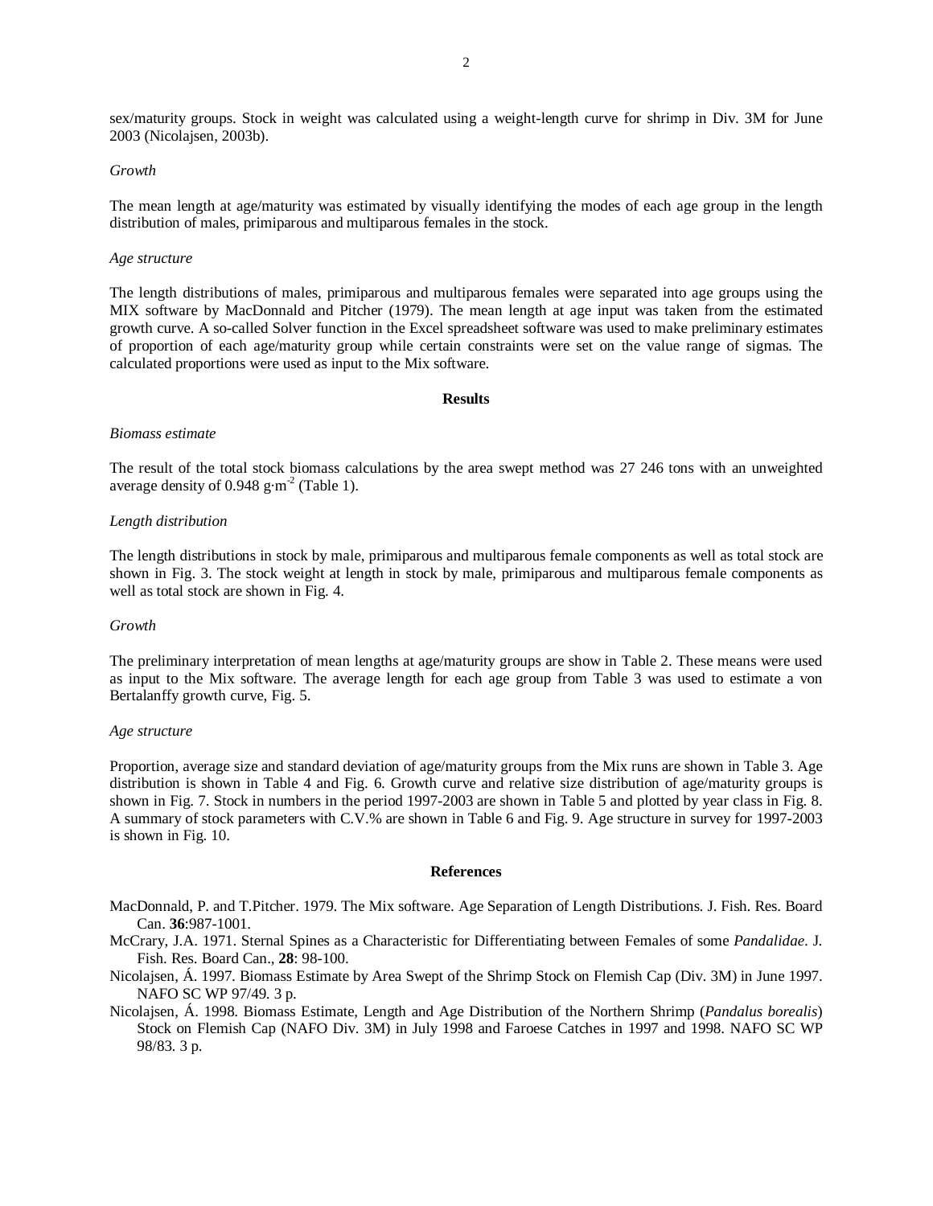sex/maturity groups. Stock in weight was calculated using a weight-length curve for shrimp in Div. 3M for June 2003 (Nicolajsen, 2003b).

*Growth*

The mean length at age/maturity was estimated by visually identifying the modes of each age group in the length distribution of males, primiparous and multiparous females in the stock.

*Age structure*

The length distributions of males, primiparous and multiparous females were separated into age groups using the MIX software by MacDonnald and Pitcher (1979). The mean length at age input was taken from the estimated growth curve. A so-called Solver function in the Excel spreadsheet software was used to make preliminary estimates of proportion of each age/maturity group while certain constraints were set on the value range of sigmas. The calculated proportions were used as input to the Mix software.

## Results

*Biomass estimate*

The result of the total stock biomass calculations by the area swept method was 27 246 tons with an unweighted average density of 0.948 $g \cdot m^{-2}$ (Table 1).

*Length distribution*

The length distributions in stock by male, primiparous and multiparous female components as well as total stock are shown in Fig. 3. The stock weight at length in stock by male, primiparous and multiparous female components as well as total stock are shown in Fig. 4.

*Growth*

The preliminary interpretation of mean lengths at age/maturity groups are show in Table 2. These means were used as input to the Mix software. The average length for each age group from Table 3 was used to estimate a von Bertalanffy growth curve, Fig. 5.

*Age structure*

Proportion, average size and standard deviation of age/maturity groups from the Mix runs are shown in Table 3. Age distribution is shown in Table 4 and Fig. 6. Growth curve and relative size distribution of age/maturity groups is shown in Fig. 7. Stock in numbers in the period 1997-2003 are shown in Table 5 and plotted by year class in Fig. 8. A summary of stock parameters with C.V.% are shown in Table 6 and Fig. 9. Age structure in survey for 1997-2003 is shown in Fig. 10.

## References

MacDonnald, P. and T.Pitcher. 1979. The Mix software. Age Separation of Length Distributions. J. Fish. Res. Board Can. **36**:987-1001.

McCrary, J.A. 1971. Sternal Spines as a Characteristic for Differentiating between Females of some *Pandalidae*. J. Fish. Res. Board Can., **28**: 98-100.

Nicolajsen, Á. 1997. Biomass Estimate by Area Swept of the Shrimp Stock on Flemish Cap (Div. 3M) in June 1997. NAFO SC WP 97/49. 3 p.

Nicolajsen, Á. 1998. Biomass Estimate, Length and Age Distribution of the Northern Shrimp (*Pandalus borealis*) Stock on Flemish Cap (NAFO Div. 3M) in July 1998 and Faroese Catches in 1997 and 1998. NAFO SC WP 98/83. 3 p.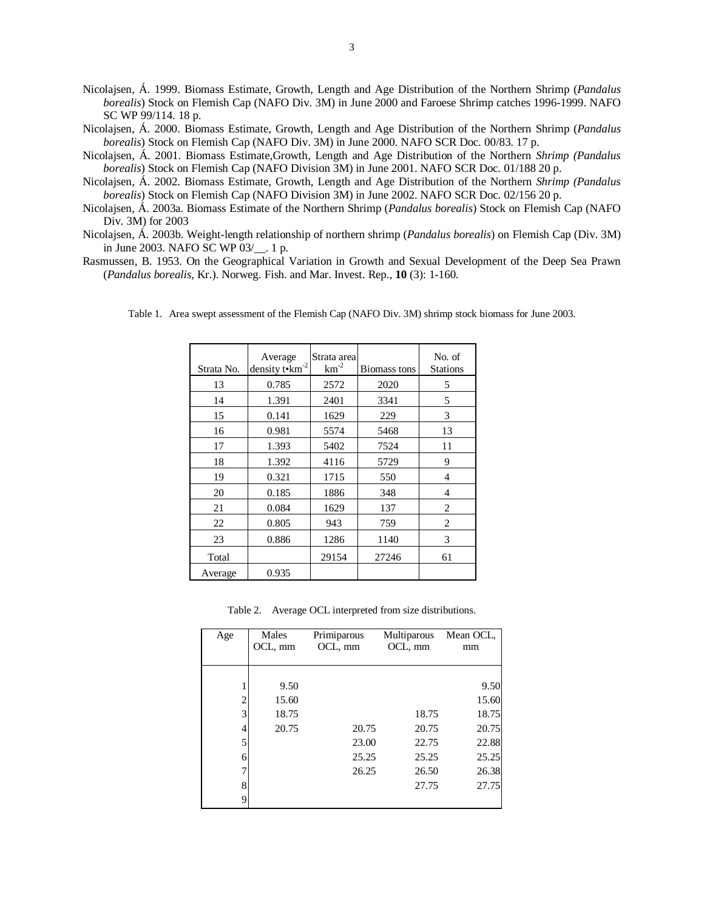Nicolajsen, Á. 1999. Biomass Estimate, Growth, Length and Age Distribution of the Northern Shrimp (*Pandalus borealis*) Stock on Flemish Cap (NAFO Div. 3M) in June 2000 and Faroese Shrimp catches 1996-1999. NAFO SC WP 99/114. 18 p.

Nicolajsen, Á. 2000. Biomass Estimate, Growth, Length and Age Distribution of the Northern Shrimp (*Pandalus borealis*) Stock on Flemish Cap (NAFO Div. 3M) in June 2000. NAFO SCR Doc. 00/83. 17 p.

Nicolajsen, Á. 2001. Biomass Estimate,Growth, Length and Age Distribution of the Northern *Shrimp (Pandalus borealis*) Stock on Flemish Cap (NAFO Division 3M) in June 2001. NAFO SCR Doc. 01/188 20 p.

Nicolajsen, Á. 2002. Biomass Estimate, Growth, Length and Age Distribution of the Northern *Shrimp (Pandalus borealis*) Stock on Flemish Cap (NAFO Division 3M) in June 2002. NAFO SCR Doc. 02/156 20 p.

Nicolajsen, Á. 2003a. Biomass Estimate of the Northern Shrimp (*Pandalus borealis*) Stock on Flemish Cap (NAFO Div. 3M) for 2003

Nicolajsen, Á. 2003b. Weight-length relationship of northern shrimp (*Pandalus borealis*) on Flemish Cap (Div. 3M) in June 2003. NAFO SC WP 03/__. 1 p.

Rasmussen, B. 1953. On the Geographical Variation in Growth and Sexual Development of the Deep Sea Prawn (*Pandalus borealis*, Kr.). Norweg. Fish. and Mar. Invest. Rep., **10** (3): 1-160.

Table 1. Area swept assessment of the Flemish Cap (NAFO Div. 3M) shrimp stock biomass for June 2003.

| Strata No. | Average density $t \cdot km^{-2}$ | Strata area $km^{-2}$ | Biomass tons | No. of Stations |
|---|---|---|---|---|
| 13 | 0.785 | 2572 | 2020 | 5 |
| 14 | 1.391 | 2401 | 3341 | 5 |
| 15 | 0.141 | 1629 | 229 | 3 |
| 16 | 0.981 | 5574 | 5468 | 13 |
| 17 | 1.393 | 5402 | 7524 | 11 |
| 18 | 1.392 | 4116 | 5729 | 9 |
| 19 | 0.321 | 1715 | 550 | 4 |
| 20 | 0.185 | 1886 | 348 | 4 |
| 21 | 0.084 | 1629 | 137 | 2 |
| 22 | 0.805 | 943 | 759 | 2 |
| 23 | 0.886 | 1286 | 1140 | 3 |
| Total | | 29154 | 27246 | 61 |
| Average | 0.935 | | | |

Table 2. Average OCL interpreted from size distributions.

| Age | Males OCL, mm | Primiparous OCL, mm | Multiparous OCL, mm | Mean OCL, mm |
|---|---|---|---|---|
| 1 | 9.50 | | | 9.50 |
| 2 | 15.60 | | | 15.60 |
| 3 | 18.75 | | 18.75 | 18.75 |
| 4 | 20.75 | 20.75 | 20.75 | 20.75 |
| 5 | | 23.00 | 22.75 | 22.88 |
| 6 | | 25.25 | 25.25 | 25.25 |
| 7 | | 26.25 | 26.50 | 26.38 |
| 8 | | | 27.75 | 27.75 |
| 9 | | | | |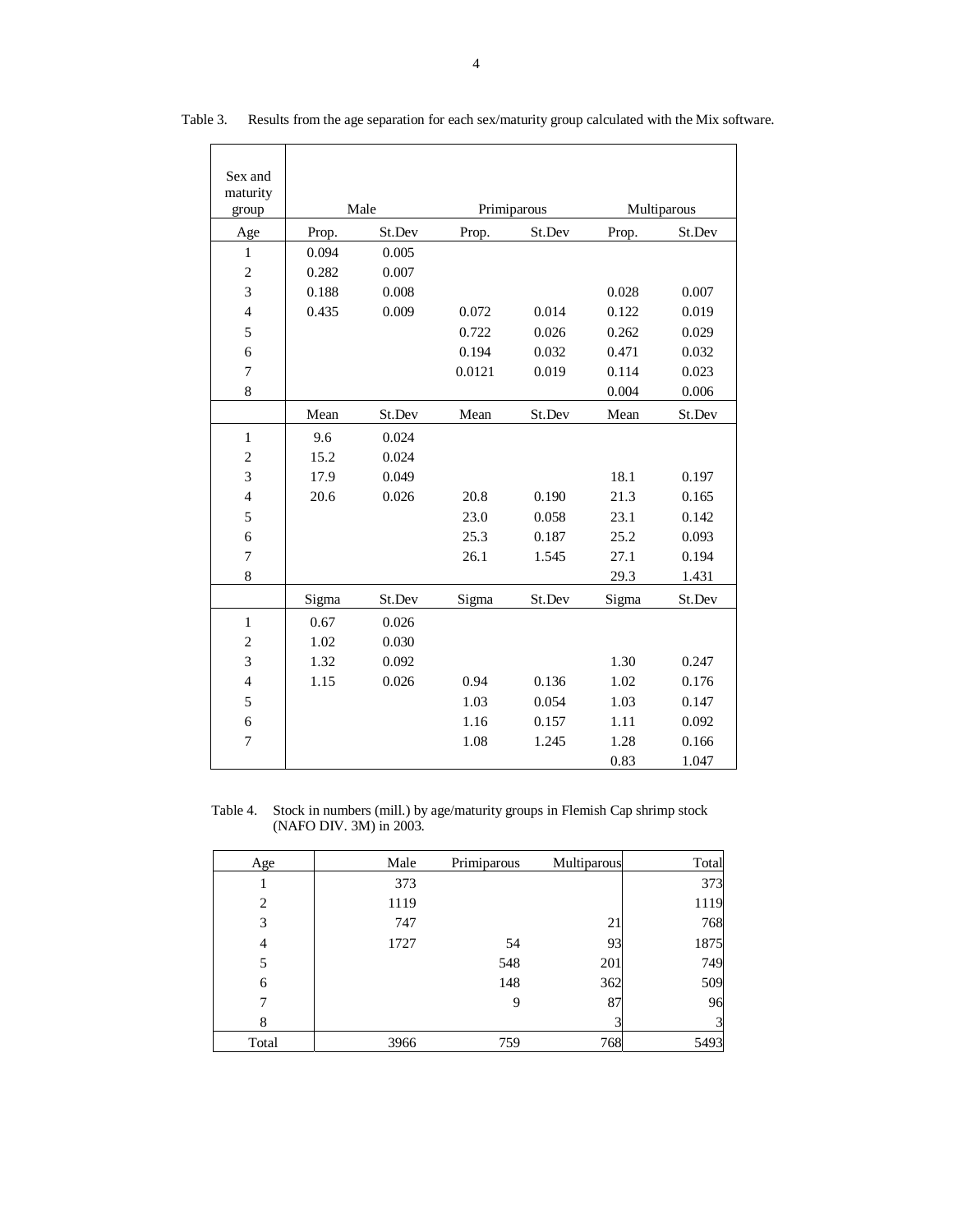Table 3. Results from the age separation for each sex/maturity group calculated with the Mix software.

| Sex and maturity group | Male | | Primiparous | | Multiparous | |
|---|---|---|---|---|---|---|
| Age | Prop. | St.Dev | Prop. | St.Dev | Prop. | St.Dev |
| 1 | 0.094 | 0.005 | | | | |
| 2 | 0.282 | 0.007 | | | | |
| 3 | 0.188 | 0.008 | | | 0.028 | 0.007 |
| 4 | 0.435 | 0.009 | 0.072 | 0.014 | 0.122 | 0.019 |
| 5 | | | 0.722 | 0.026 | 0.262 | 0.029 |
| 6 | | | 0.194 | 0.032 | 0.471 | 0.032 |
| 7 | | | 0.0121 | 0.019 | 0.114 | 0.023 |
| 8 | | | | | 0.004 | 0.006 |
| | Mean | St.Dev | Mean | St.Dev | Mean | St.Dev |
| 1 | 9.6 | 0.024 | | | | |
| 2 | 15.2 | 0.024 | | | | |
| 3 | 17.9 | 0.049 | | | 18.1 | 0.197 |
| 4 | 20.6 | 0.026 | 20.8 | 0.190 | 21.3 | 0.165 |
| 5 | | | 23.0 | 0.058 | 23.1 | 0.142 |
| 6 | | | 25.3 | 0.187 | 25.2 | 0.093 |
| 7 | | | 26.1 | 1.545 | 27.1 | 0.194 |
| 8 | | | | | 29.3 | 1.431 |
| | Sigma | St.Dev | Sigma | St.Dev | Sigma | St.Dev |
| 1 | 0.67 | 0.026 | | | | |
| 2 | 1.02 | 0.030 | | | | |
| 3 | 1.32 | 0.092 | | | 1.30 | 0.247 |
| 4 | 1.15 | 0.026 | 0.94 | 0.136 | 1.02 | 0.176 |
| 5 | | | 1.03 | 0.054 | 1.03 | 0.147 |
| 6 | | | 1.16 | 0.157 | 1.11 | 0.092 |
| 7 | | | 1.08 | 1.245 | 1.28 | 0.166 |
| | | | | | 0.83 | 1.047 |

Table 4. Stock in numbers (mill.) by age/maturity groups in Flemish Cap shrimp stock (NAFO DIV. 3M) in 2003.

| Age | Male | Primiparous | Multiparous | Total |
|---|---|---|---|---|
| 1 | 373 | | | 373 |
| 2 | 1119 | | | 1119 |
| 3 | 747 | | 21 | 768 |
| 4 | 1727 | 54 | 93 | 1875 |
| 5 | | 548 | 201 | 749 |
| 6 | | 148 | 362 | 509 |
| 7 | | 9 | 87 | 96 |
| 8 | | | 3 | 3 |
| Total | 3966 | 759 | 768 | 5493 |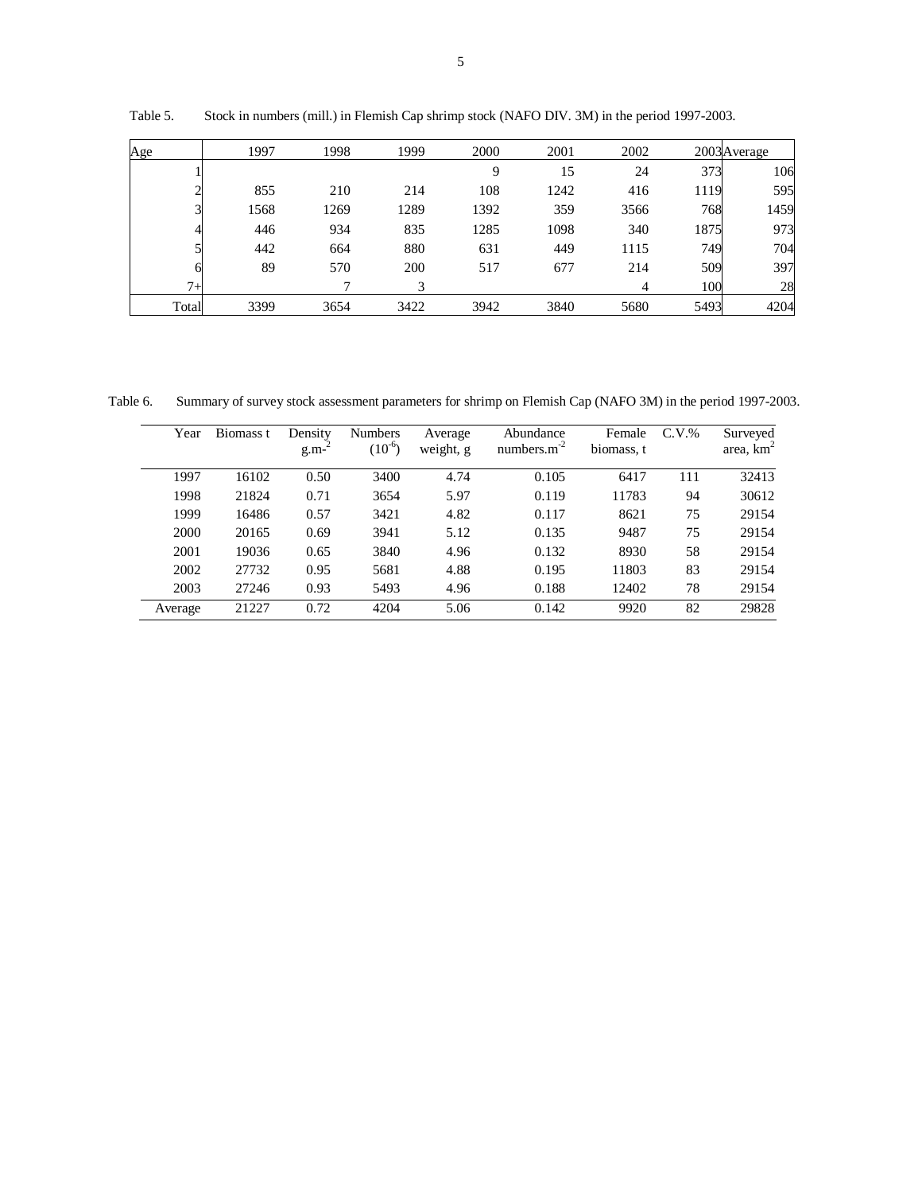Table 5. Stock in numbers (mill.) in Flemish Cap shrimp stock (NAFO DIV. 3M) in the period 1997-2003.

| Age | 1997 | 1998 | 1999 | 2000 | 2001 | 2002 | 2003 | Average |
|---|---|---|---|---|---|---|---|---|
| 1 | | | | 9 | 15 | 24 | 373 | 106 |
| 2 | 855 | 210 | 214 | 108 | 1242 | 416 | 1119 | 595 |
| 3 | 1568 | 1269 | 1289 | 1392 | 359 | 3566 | 768 | 1459 |
| 4 | 446 | 934 | 835 | 1285 | 1098 | 340 | 1875 | 973 |
| 5 | 442 | 664 | 880 | 631 | 449 | 1115 | 749 | 704 |
| 6 | 89 | 570 | 200 | 517 | 677 | 214 | 509 | 397 |
| 7+ | | 7 | 3 | | | 4 | 100 | 28 |
| Total | 3399 | 3654 | 3422 | 3942 | 3840 | 5680 | 5493 | 4204 |

Table 6. Summary of survey stock assessment parameters for shrimp on Flemish Cap (NAFO 3M) in the period 1997-2003.

| Year | Biomass t | Density g.m-$^{2}$ | Numbers ($10^{-6}$) | Average weight, g | Abundance numbers.m$^{-2}$ | Female biomass, t | C.V.% | Surveyed area, km$^{2}$ |
|---|---|---|---|---|---|---|---|---|
| 1997 | 16102 | 0.50 | 3400 | 4.74 | 0.105 | 6417 | 111 | 32413 |
| 1998 | 21824 | 0.71 | 3654 | 5.97 | 0.119 | 11783 | 94 | 30612 |
| 1999 | 16486 | 0.57 | 3421 | 4.82 | 0.117 | 8621 | 75 | 29154 |
| 2000 | 20165 | 0.69 | 3941 | 5.12 | 0.135 | 9487 | 75 | 29154 |
| 2001 | 19036 | 0.65 | 3840 | 4.96 | 0.132 | 8930 | 58 | 29154 |
| 2002 | 27732 | 0.95 | 5681 | 4.88 | 0.195 | 11803 | 83 | 29154 |
| 2003 | 27246 | 0.93 | 5493 | 4.96 | 0.188 | 12402 | 78 | 29154 |
| Average | 21227 | 0.72 | 4204 | 5.06 | 0.142 | 9920 | 82 | 29828 |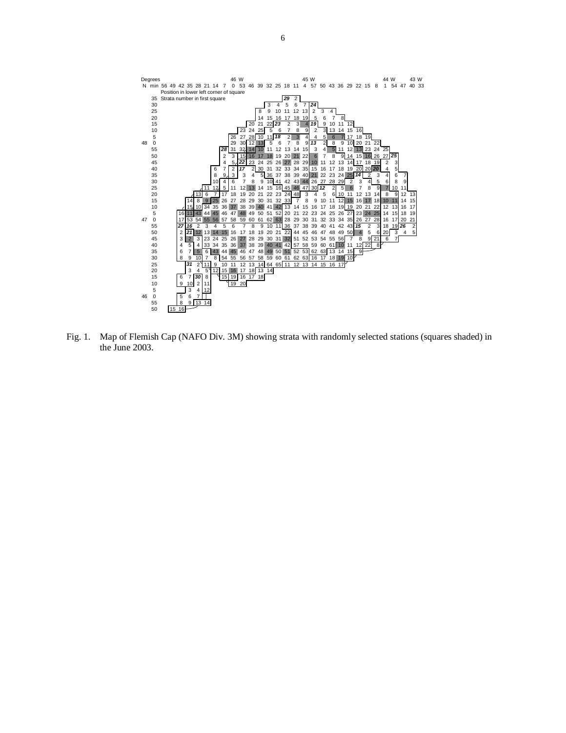Fig. 1. Map of Flemish Cap (NAFO Div. 3M) showing strata with randomly selected stations (squares shaded) in the June 2003.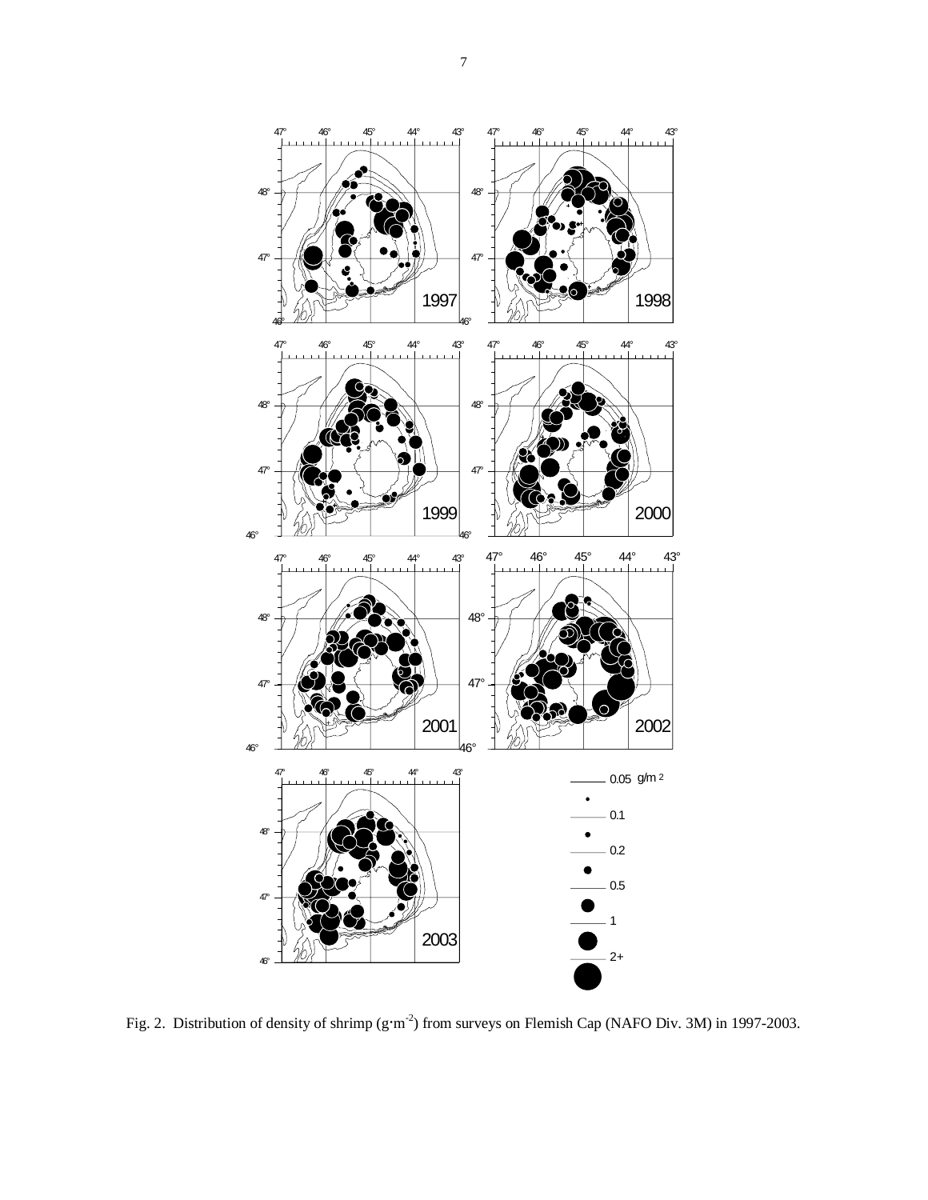Fig. 2. Distribution of density of shrimp ($g \cdot m^{-2}$) from surveys on Flemish Cap (NAFO Div. 3M) in 1997-2003.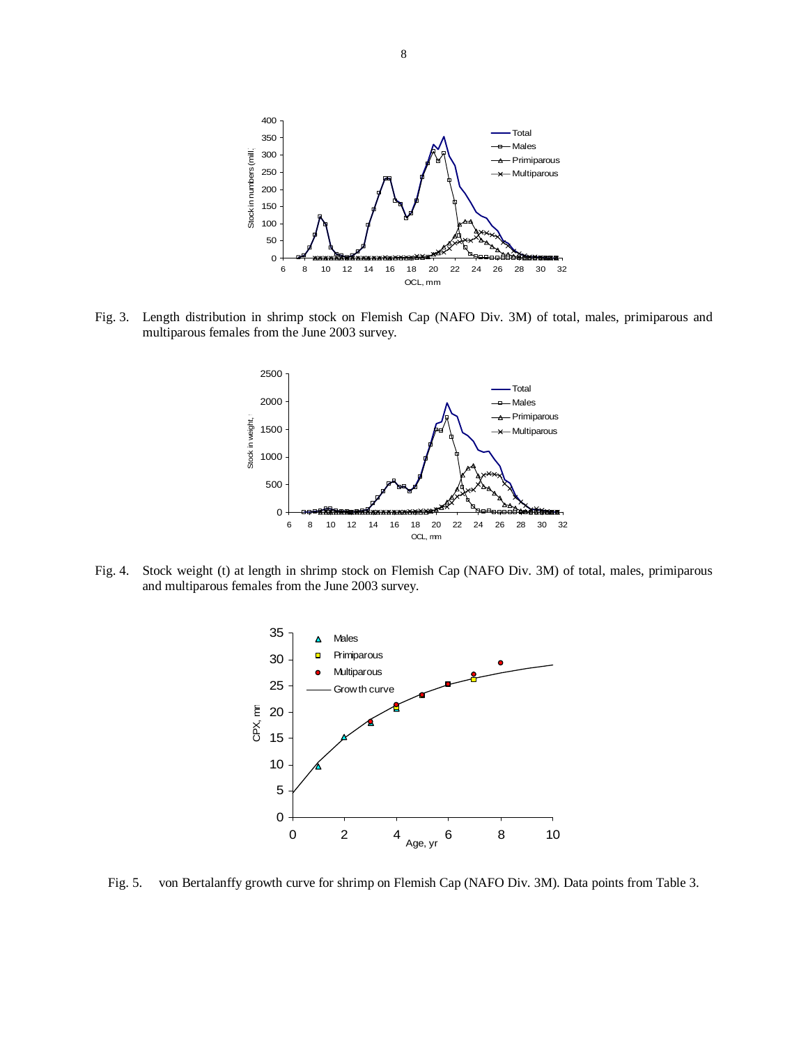Fig. 3. Length distribution in shrimp stock on Flemish Cap (NAFO Div. 3M) of total, males, primiparous and multiparous females from the June 2003 survey.

Fig. 4. Stock weight (t) at length in shrimp stock on Flemish Cap (NAFO Div. 3M) of total, males, primiparous and multiparous females from the June 2003 survey.

Fig. 5. von Bertalanffy growth curve for shrimp on Flemish Cap (NAFO Div. 3M). Data points from Table 3.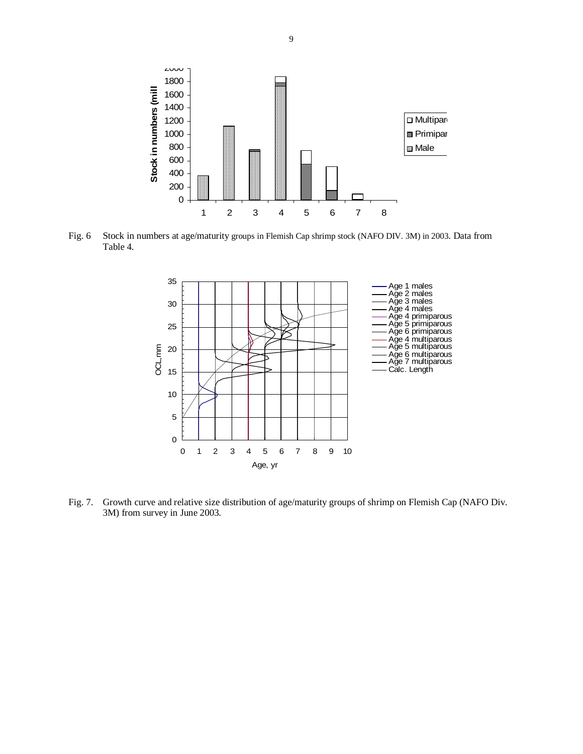Fig. 6 Stock in numbers at age/maturity groups in Flemish Cap shrimp stock (NAFO DIV. 3M) in 2003. Data from Table 4.

Fig. 7. Growth curve and relative size distribution of age/maturity groups of shrimp on Flemish Cap (NAFO Div. 3M) from survey in June 2003.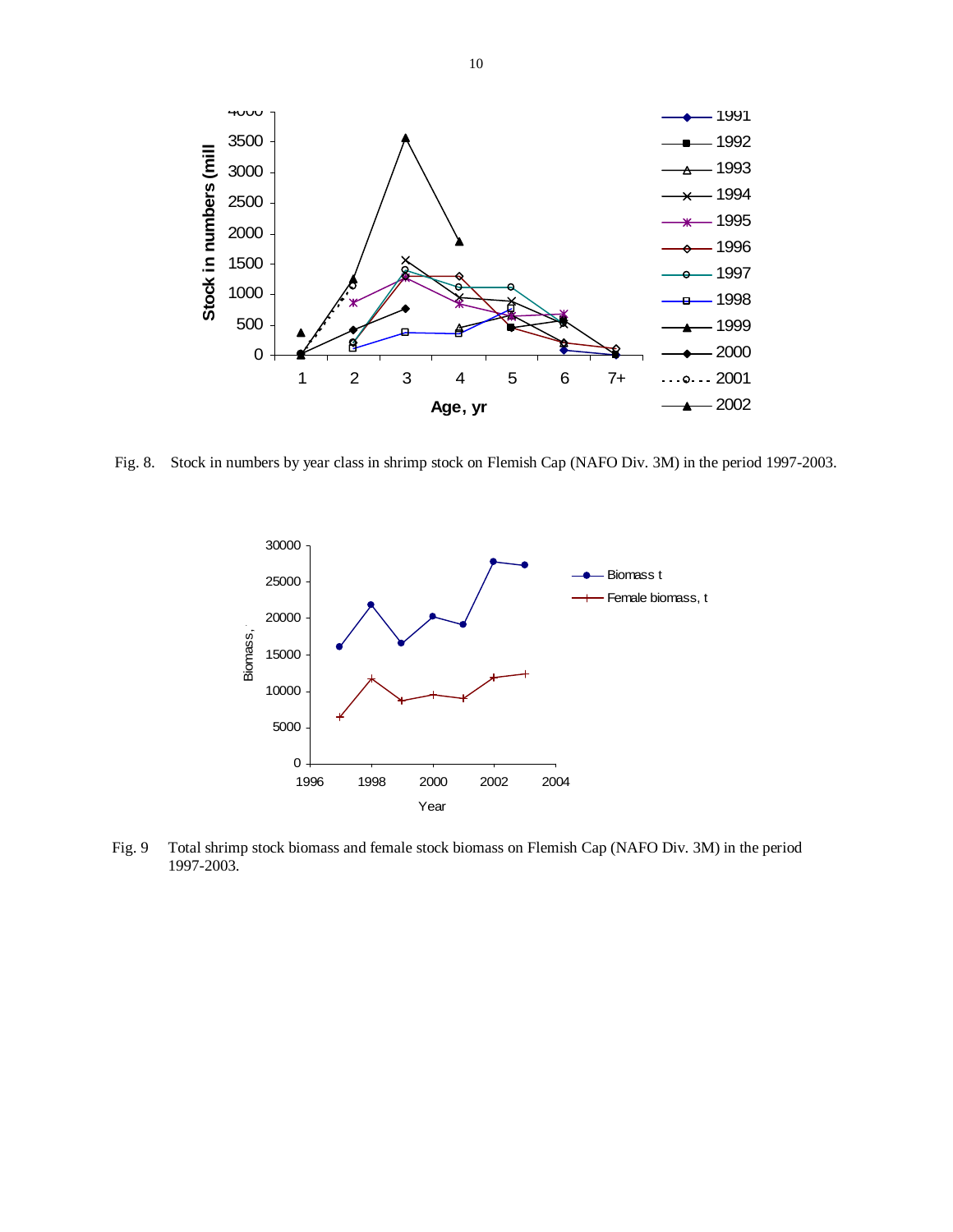Fig. 8. Stock in numbers by year class in shrimp stock on Flemish Cap (NAFO Div. 3M) in the period 1997-2003.

Fig. 9 Total shrimp stock biomass and female stock biomass on Flemish Cap (NAFO Div. 3M) in the period 1997-2003.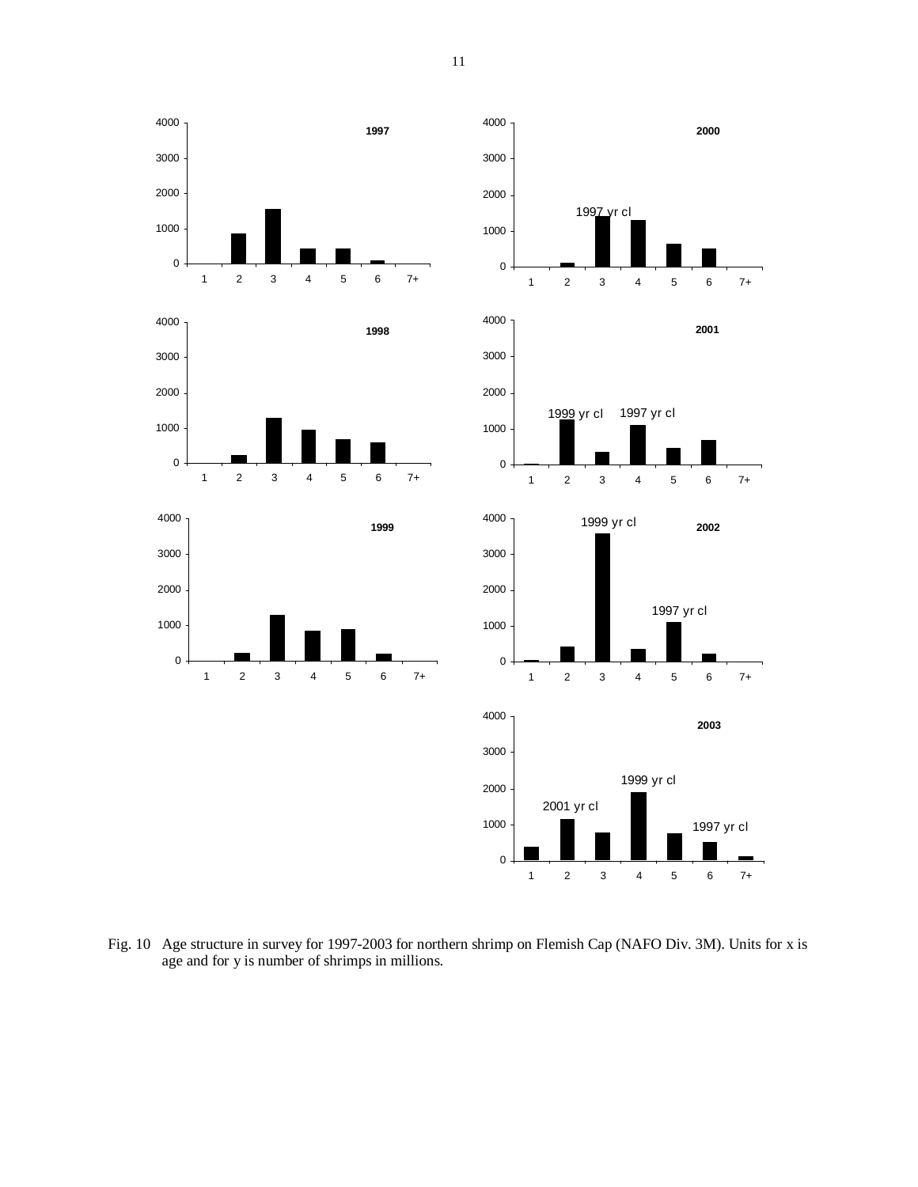1997

4000
3000
2000
1000
0

1 2 3 4 5 6 7+

2000

1997 yr cl

4000
3000
2000
1000
0

1 2 3 4 5 6 7+

1998

4000
3000
2000
1000
0

1 2 3 4 5 6 7+

2001

1999 yr cl
1997 yr cl

4000
3000
2000
1000
0

1 2 3 4 5 6 7+

1999

4000
3000
2000
1000
0

1 2 3 4 5 6 7+

2002

1999 yr cl
1997 yr cl

4000
3000
2000
1000
0

1 2 3 4 5 6 7+

2003

1999 yr cl
2001 yr cl
1997 yr cl

4000
3000
2000
1000
0

1 2 3 4 5 6 7+

Fig. 10 Age structure in survey for 1997-2003 for northern shrimp on Flemish Cap (NAFO Div. 3M). Units for x is age and for y is number of shrimps in millions.